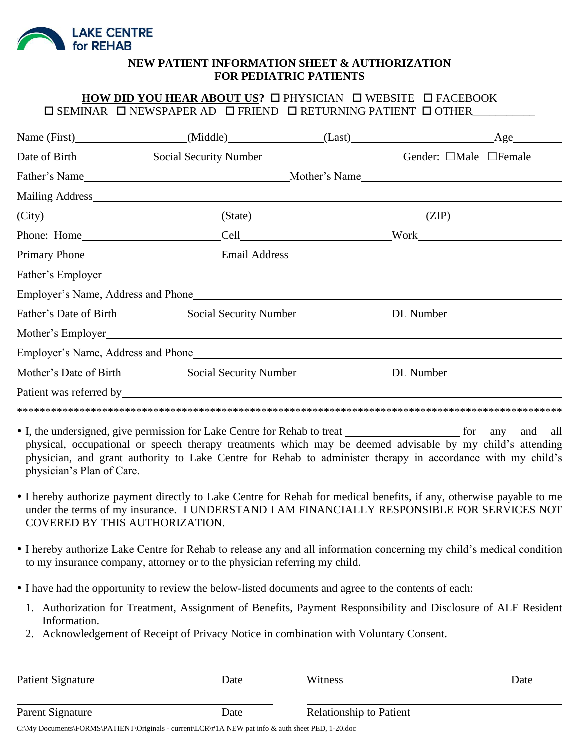LAKE CENTRE for REHAB

**NEW PATIENT INFORMATION SHEET & AUTHORIZATION FOR PEDIATRIC PATIENTS**

**HOW DID YOU HEAR ABOUT US?** ☐ PHYSICIAN ☐ WEBSITE ☐ FACEBOOK ☐ SEMINAR ☐ NEWSPAPER AD ☐ FRIEND ☐ RETURNING PATIENT ☐ OTHER___________

Name (First)___________________(Middle)________________(Last)________________________Age_________

Date of Birth_____________Social Security Number______________________ Gender: ☐Male ☐Female

Father's Name_________________________________Mother's Name_________________________________

Mailing Address_____________________________________________________________________________

(City)_____________________________(State)_____________________________(ZIP)___________________

Phone: Home______________________Cell__________________________Work________________________

Primary Phone ______________________Email Address____________________________________________

Father's Employer____________________________________________________________________________

Employer's Name, Address and Phone___________________________________________________________

Father's Date of Birth____________Social Security Number________________DL Number__________________

Mother's Employer___________________________________________________________________________

Employer's Name, Address and Phone___________________________________________________________

Mother's Date of Birth____________Social Security Number________________DL Number_________________

Patient was referred by________________________________________________________________________

*************************************************************************************************

- I, the undersigned, give permission for Lake Centre for Rehab to treat ____________________ for any and all physical, occupational or speech therapy treatments which may be deemed advisable by my child's attending physician, and grant authority to Lake Centre for Rehab to administer therapy in accordance with my child's physician's Plan of Care.

- I hereby authorize payment directly to Lake Centre for Rehab for medical benefits, if any, otherwise payable to me under the terms of my insurance. I UNDERSTAND I AM FINANCIALLY RESPONSIBLE FOR SERVICES NOT COVERED BY THIS AUTHORIZATION.

- I hereby authorize Lake Centre for Rehab to release any and all information concerning my child's medical condition to my insurance company, attorney or to the physician referring my child.

- I have had the opportunity to review the below-listed documents and agree to the contents of each:

1. Authorization for Treatment, Assignment of Benefits, Payment Responsibility and Disclosure of ALF Resident Information.
2. Acknowledgement of Receipt of Privacy Notice in combination with Voluntary Consent.

______________________________________ ______________________________________

Patient Signature Date Witness Date

______________________________________ ______________________________________

Parent Signature Date Relationship to Patient

C:\My Documents\FORMS\PATIENT\Originals - current\LCR\#1A NEW pat info & auth sheet PED, 1-20.doc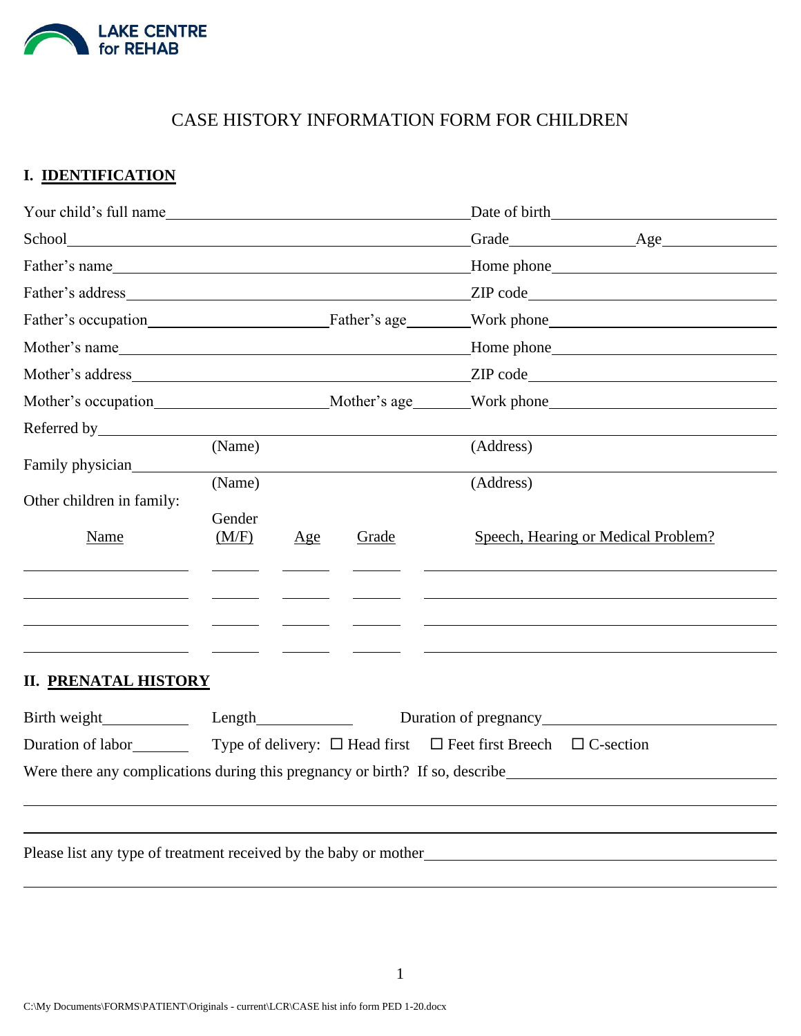**LAKE CENTRE for REHAB**

# CASE HISTORY INFORMATION FORM FOR CHILDREN

## I. IDENTIFICATION

Your child's full name\_\_\_\_\_\_\_\_\_\_\_\_\_\_\_\_\_\_\_\_\_\_\_\_\_\_\_\_ Date of birth\_\_\_\_\_\_\_\_\_\_\_\_\_\_\_\_\_\_\_\_

School\_\_\_\_\_\_\_\_\_\_\_\_\_\_\_\_\_\_\_\_\_\_\_\_\_\_\_\_\_\_\_\_\_\_\_\_ Grade\_\_\_\_\_\_\_\_\_\_ Age\_\_\_\_\_\_\_\_\_\_

Father's name\_\_\_\_\_\_\_\_\_\_\_\_\_\_\_\_\_\_\_\_\_\_\_\_\_\_\_\_\_\_\_\_ Home phone\_\_\_\_\_\_\_\_\_\_\_\_\_\_\_\_\_\_\_\_

Father's address\_\_\_\_\_\_\_\_\_\_\_\_\_\_\_\_\_\_\_\_\_\_\_\_\_\_\_\_\_\_ ZIP code\_\_\_\_\_\_\_\_\_\_\_\_\_\_\_\_\_\_\_\_

Father's occupation\_\_\_\_\_\_\_\_\_\_\_\_\_\_\_\_ Father's age\_\_\_\_\_\_ Work phone\_\_\_\_\_\_\_\_\_\_\_\_\_\_\_\_\_\_\_\_

Mother's name\_\_\_\_\_\_\_\_\_\_\_\_\_\_\_\_\_\_\_\_\_\_\_\_\_\_\_\_\_\_\_\_ Home phone\_\_\_\_\_\_\_\_\_\_\_\_\_\_\_\_\_\_\_\_

Mother's address\_\_\_\_\_\_\_\_\_\_\_\_\_\_\_\_\_\_\_\_\_\_\_\_\_\_\_\_\_\_ ZIP code\_\_\_\_\_\_\_\_\_\_\_\_\_\_\_\_\_\_\_\_

Mother's occupation\_\_\_\_\_\_\_\_\_\_\_\_\_\_\_\_ Mother's age\_\_\_\_\_\_ Work phone\_\_\_\_\_\_\_\_\_\_\_\_\_\_\_\_\_\_\_\_

Referred by\_\_\_\_\_\_\_\_\_\_\_\_\_\_\_\_\_\_\_\_\_\_\_\_\_\_\_\_\_\_\_\_\_\_\_\_\_\_\_\_\_\_\_\_\_\_\_\_\_\_\_\_\_\_\_\_\_\_\_\_\_\_\_\_
(Name) (Address)

Family physician\_\_\_\_\_\_\_\_\_\_\_\_\_\_\_\_\_\_\_\_\_\_\_\_\_\_\_\_\_\_\_\_\_\_\_\_\_\_\_\_\_\_\_\_\_\_\_\_\_\_\_\_\_\_\_\_\_\_\_\_
(Name) (Address)

Other children in family:

| Name | Gender (M/F) | Age | Grade | Speech, Hearing or Medical Problem? |
|---|---|---|---|---|
| | | | | |
| | | | | |
| | | | | |
| | | | | |

## II. PRENATAL HISTORY

Birth weight\_\_\_\_\_\_\_\_\_\_ Length\_\_\_\_\_\_\_\_\_\_ Duration of pregnancy\_\_\_\_\_\_\_\_\_\_\_\_\_\_\_\_\_\_\_\_

Duration of labor\_\_\_\_\_\_\_ Type of delivery: ☐ Head first ☐ Feet first Breech ☐ C-section

Were there any complications during this pregnancy or birth? If so, describe\_\_\_\_\_\_\_\_\_\_\_\_\_\_\_\_\_\_\_\_\_\_\_\_\_\_\_\_

\_\_\_\_\_\_\_\_\_\_\_\_\_\_\_\_\_\_\_\_\_\_\_\_\_\_\_\_\_\_\_\_\_\_\_\_\_\_\_\_\_\_\_\_\_\_\_\_\_\_\_\_\_\_\_\_\_\_\_\_\_\_\_\_\_\_\_\_\_\_\_\_\_\_\_\_\_\_

\_\_\_\_\_\_\_\_\_\_\_\_\_\_\_\_\_\_\_\_\_\_\_\_\_\_\_\_\_\_\_\_\_\_\_\_\_\_\_\_\_\_\_\_\_\_\_\_\_\_\_\_\_\_\_\_\_\_\_\_\_\_\_\_\_\_\_\_\_\_\_\_\_\_\_\_\_\_

Please list any type of treatment received by the baby or mother\_\_\_\_\_\_\_\_\_\_\_\_\_\_\_\_\_\_\_\_\_\_\_\_\_\_\_\_\_\_

\_\_\_\_\_\_\_\_\_\_\_\_\_\_\_\_\_\_\_\_\_\_\_\_\_\_\_\_\_\_\_\_\_\_\_\_\_\_\_\_\_\_\_\_\_\_\_\_\_\_\_\_\_\_\_\_\_\_\_\_\_\_\_\_\_\_\_\_\_\_\_\_\_\_\_\_\_\_

C:\My Documents\FORMS\PATIENT\Originals - current\LCR\CASE hist info form PED 1-20.docx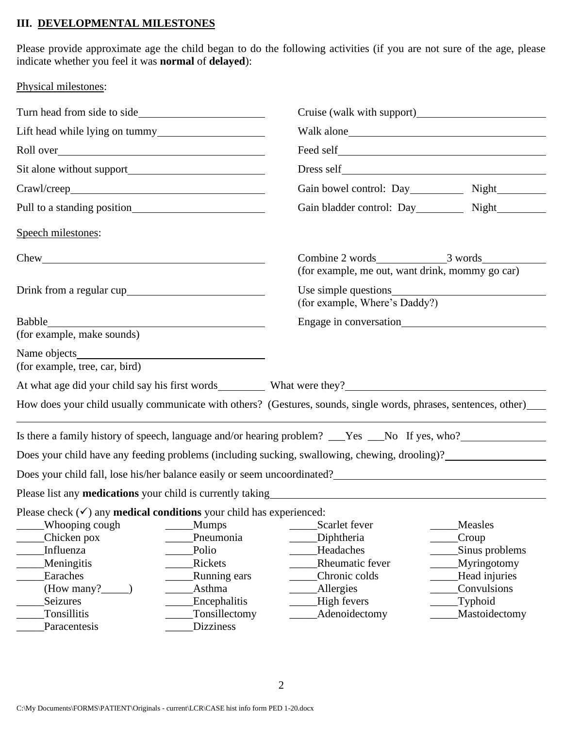### III. DEVELOPMENTAL MILESTONES

Please provide approximate age the child began to do the following activities (if you are not sure of the age, please indicate whether you feel it was **normal** of **delayed**):

Physical milestones:

Turn head from side to side\_\_\_\_\_\_\_\_\_\_\_\_\_\_\_\_\_\_\_\_

Lift head while lying on tummy\_\_\_\_\_\_\_\_\_\_\_\_\_\_\_\_\_\_\_\_

Roll over\_\_\_\_\_\_\_\_\_\_\_\_\_\_\_\_\_\_\_\_

Sit alone without support\_\_\_\_\_\_\_\_\_\_\_\_\_\_\_\_\_\_\_\_

Crawl/creep\_\_\_\_\_\_\_\_\_\_\_\_\_\_\_\_\_\_\_\_

Pull to a standing position\_\_\_\_\_\_\_\_\_\_\_\_\_\_\_\_\_\_\_\_

Cruise (walk with support)\_\_\_\_\_\_\_\_\_\_\_\_\_\_\_\_\_\_\_\_

Walk alone\_\_\_\_\_\_\_\_\_\_\_\_\_\_\_\_\_\_\_\_

Feed self\_\_\_\_\_\_\_\_\_\_\_\_\_\_\_\_\_\_\_\_

Dress self\_\_\_\_\_\_\_\_\_\_\_\_\_\_\_\_\_\_\_\_

Gain bowel control: Day\_\_\_\_\_\_\_\_\_\_ Night\_\_\_\_\_\_\_\_\_\_

Gain bladder control: Day\_\_\_\_\_\_\_\_\_\_ Night\_\_\_\_\_\_\_\_\_\_

Speech milestones:

Chew\_\_\_\_\_\_\_\_\_\_\_\_\_\_\_\_\_\_\_\_

Drink from a regular cup\_\_\_\_\_\_\_\_\_\_\_\_\_\_\_\_\_\_\_\_

Babble\_\_\_\_\_\_\_\_\_\_\_\_\_\_\_\_\_\_\_\_
(for example, make sounds)

Name objects\_\_\_\_\_\_\_\_\_\_\_\_\_\_\_\_\_\_\_\_
(for example, tree, car, bird)

Combine 2 words\_\_\_\_\_\_\_\_\_\_\_\_ 3 words\_\_\_\_\_\_\_\_\_\_\_\_
(for example, me out, want drink, mommy go car)

Use simple questions\_\_\_\_\_\_\_\_\_\_\_\_\_\_\_\_\_\_\_\_
(for example, Where's Daddy?)

Engage in conversation\_\_\_\_\_\_\_\_\_\_\_\_\_\_\_\_\_\_\_\_

At what age did your child say his first words\_\_\_\_\_\_\_\_\_\_ What were they?\_\_\_\_\_\_\_\_\_\_\_\_\_\_\_\_\_\_\_\_

How does your child usually communicate with others? (Gestures, sounds, single words, phrases, sentences, other)\_\_\_\_\_\_

\_\_\_\_\_\_\_\_\_\_\_\_\_\_\_\_\_\_\_\_\_\_\_\_\_\_\_\_\_\_\_\_\_\_\_\_\_\_\_\_

Is there a family history of speech, language and/or hearing problem? \_\_\_Yes \_\_\_No If yes, who?\_\_\_\_\_\_\_\_\_\_\_\_\_\_\_\_

Does your child have any feeding problems (including sucking, swallowing, chewing, drooling)?\_\_\_\_\_\_\_\_\_\_\_\_\_\_\_\_\_\_\_\_

Does your child fall, lose his/her balance easily or seem uncoordinated?\_\_\_\_\_\_\_\_\_\_\_\_\_\_\_\_\_\_\_\_

Please list any **medications** your child is currently taking\_\_\_\_\_\_\_\_\_\_\_\_\_\_\_\_\_\_\_\_

Please check (✓) any **medical conditions** your child has experienced:

| | | | |
|---|---|---|---|
| \_\_\_\_\_Whooping cough | \_\_\_\_\_Mumps | \_\_\_\_\_Scarlet fever | \_\_\_\_\_Measles |
| \_\_\_\_\_Chicken pox | \_\_\_\_\_Pneumonia | \_\_\_\_\_Diphtheria | \_\_\_\_\_Croup |
| \_\_\_\_\_Influenza | \_\_\_\_\_Polio | \_\_\_\_\_Headaches | \_\_\_\_\_Sinus problems |
| \_\_\_\_\_Meningitis | \_\_\_\_\_Rickets | \_\_\_\_\_Rheumatic fever | \_\_\_\_\_Myringotomy |
| \_\_\_\_\_Earaches (How many?\_\_\_\_\_) | \_\_\_\_\_Running ears | \_\_\_\_\_Chronic colds | \_\_\_\_\_Head injuries |
| | \_\_\_\_\_Asthma | \_\_\_\_\_Allergies | \_\_\_\_\_Convulsions |
| \_\_\_\_\_Seizures | \_\_\_\_\_Encephalitis | \_\_\_\_\_High fevers | \_\_\_\_\_Typhoid |
| \_\_\_\_\_Tonsillitis | \_\_\_\_\_Tonsillectomy | \_\_\_\_\_Adenoidectomy | \_\_\_\_\_Mastoidectomy |
| \_\_\_\_\_Paracentesis | \_\_\_\_\_Dizziness | | |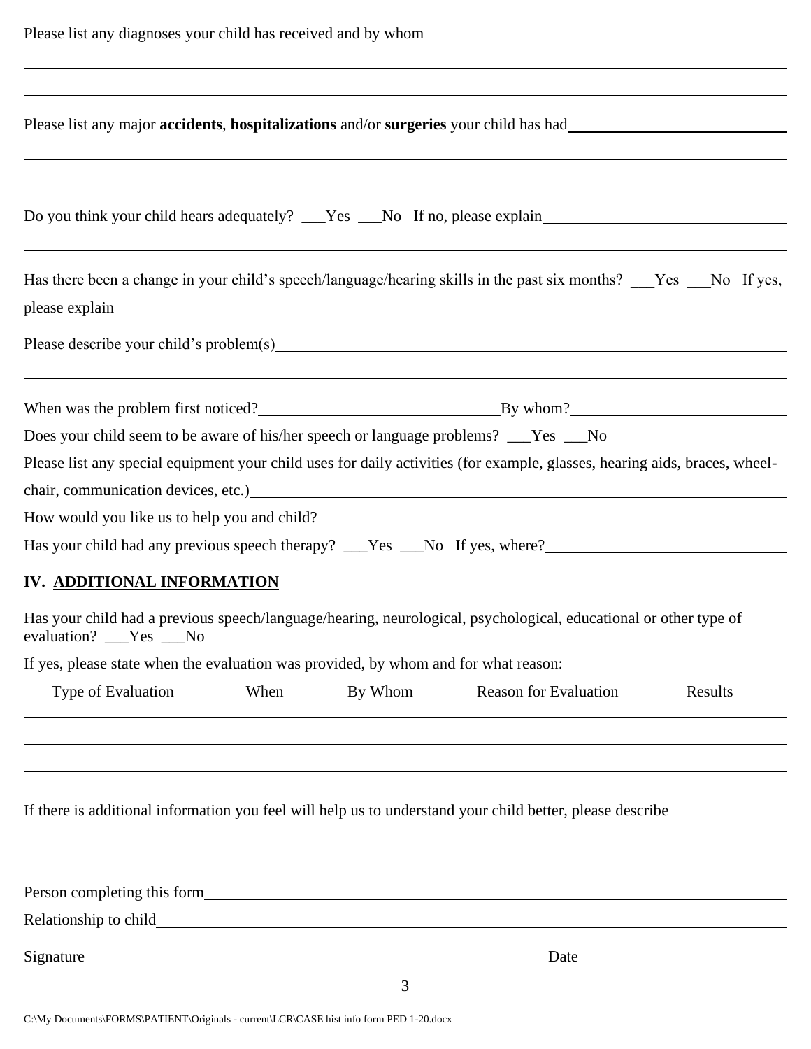Please list any diagnoses your child has received and by whom________________________________________________

_______________________________________________________________________________

_______________________________________________________________________________

Please list any major **accidents**, **hospitalizations** and/or **surgeries** your child has had____________________________

_______________________________________________________________________________

_______________________________________________________________________________

Do you think your child hears adequately? ___Yes ___No If no, please explain______________________________

_______________________________________________________________________________

Has there been a change in your child's speech/language/hearing skills in the past six months? ___Yes ___No If yes, please explain_____________________________________________________________________

Please describe your child's problem(s)___________________________________________________________

_______________________________________________________________________________

When was the problem first noticed?______________________________By whom?___________________________

Does your child seem to be aware of his/her speech or language problems? ___Yes ___No

Please list any special equipment your child uses for daily activities (for example, glasses, hearing aids, braces, wheelchair, communication devices, etc.)_________________________________________________________

How would you like us to help you and child?_______________________________________________________

Has your child had any previous speech therapy? ___Yes ___No If yes, where?______________________________

## IV. ADDITIONAL INFORMATION

Has your child had a previous speech/language/hearing, neurological, psychological, educational or other type of evaluation? ___Yes ___No

If yes, please state when the evaluation was provided, by whom and for what reason:

| Type of Evaluation | When | By Whom | Reason for Evaluation | Results |
|---|---|---|---|---|
| | | | | |
| | | | | |
| | | | | |

If there is additional information you feel will help us to understand your child better, please describe______________

_______________________________________________________________________________

Person completing this form_____________________________________________________________________

Relationship to child__________________________________________________________________________

Signature______________________________________________________Date__________________________

C:\My Documents\FORMS\PATIENT\Originals - current\LCR\CASE hist info form PED 1-20.docx